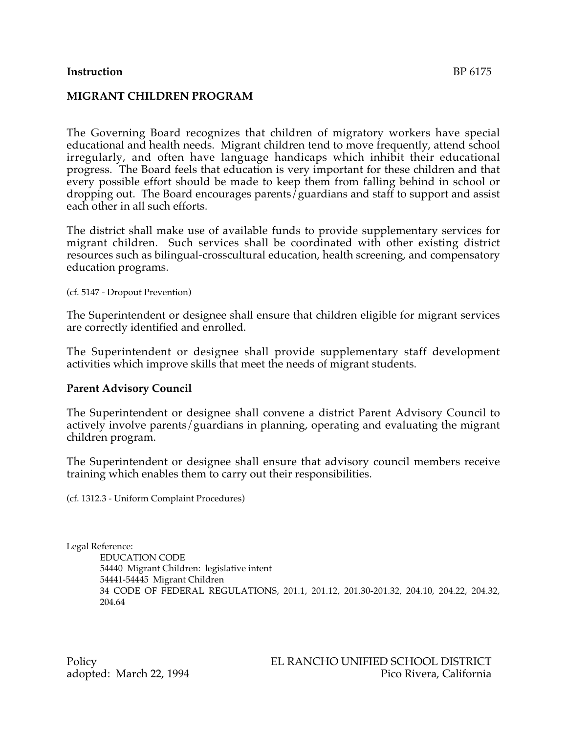**Instruction** BP 6175

## MIGRANT CHILDREN PROGRAM

The Governing Board recognizes that children of migratory workers have special educational and health needs. Migrant children tend to move frequently, attend school irregularly, and often have language handicaps which inhibit their educational progress. The Board feels that education is very important for these children and that every possible effort should be made to keep them from falling behind in school or dropping out. The Board encourages parents/guardians and staff to support and assist each other in all such efforts.

The district shall make use of available funds to provide supplementary services for migrant children. Such services shall be coordinated with other existing district resources such as bilingual-crosscultural education, health screening, and compensatory education programs.

(cf. 5147 - Dropout Prevention)

The Superintendent or designee shall ensure that children eligible for migrant services are correctly identified and enrolled.

The Superintendent or designee shall provide supplementary staff development activities which improve skills that meet the needs of migrant students.

### Parent Advisory Council

The Superintendent or designee shall convene a district Parent Advisory Council to actively involve parents/guardians in planning, operating and evaluating the migrant children program.

The Superintendent or designee shall ensure that advisory council members receive training which enables them to carry out their responsibilities.

(cf. 1312.3 - Uniform Complaint Procedures)

Legal Reference:

EDUCATION CODE
54440 Migrant Children: legislative intent
54441-54445 Migrant Children
34 CODE OF FEDERAL REGULATIONS, 201.1, 201.12, 201.30-201.32, 204.10, 204.22, 204.32, 204.64

Policy
adopted: March 22, 1994

EL RANCHO UNIFIED SCHOOL DISTRICT
Pico Rivera, California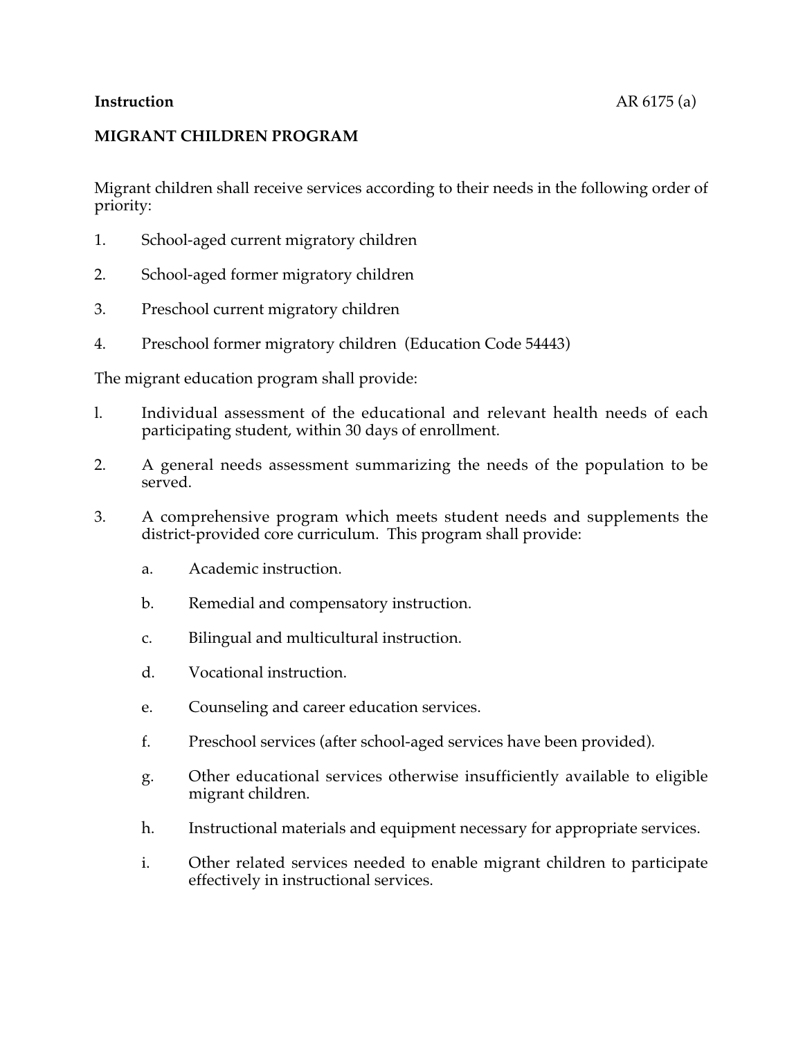**Instruction** AR 6175 (a)

**MIGRANT CHILDREN PROGRAM**

Migrant children shall receive services according to their needs in the following order of priority:

1. School-aged current migratory children
2. School-aged former migratory children
3. Preschool current migratory children
4. Preschool former migratory children (Education Code 54443)

The migrant education program shall provide:

1. Individual assessment of the educational and relevant health needs of each participating student, within 30 days of enrollment.
2. A general needs assessment summarizing the needs of the population to be served.
3. A comprehensive program which meets student needs and supplements the district-provided core curriculum. This program shall provide:
   a. Academic instruction.
   b. Remedial and compensatory instruction.
   c. Bilingual and multicultural instruction.
   d. Vocational instruction.
   e. Counseling and career education services.
   f. Preschool services (after school-aged services have been provided).
   g. Other educational services otherwise insufficiently available to eligible migrant children.
   h. Instructional materials and equipment necessary for appropriate services.
   i. Other related services needed to enable migrant children to participate effectively in instructional services.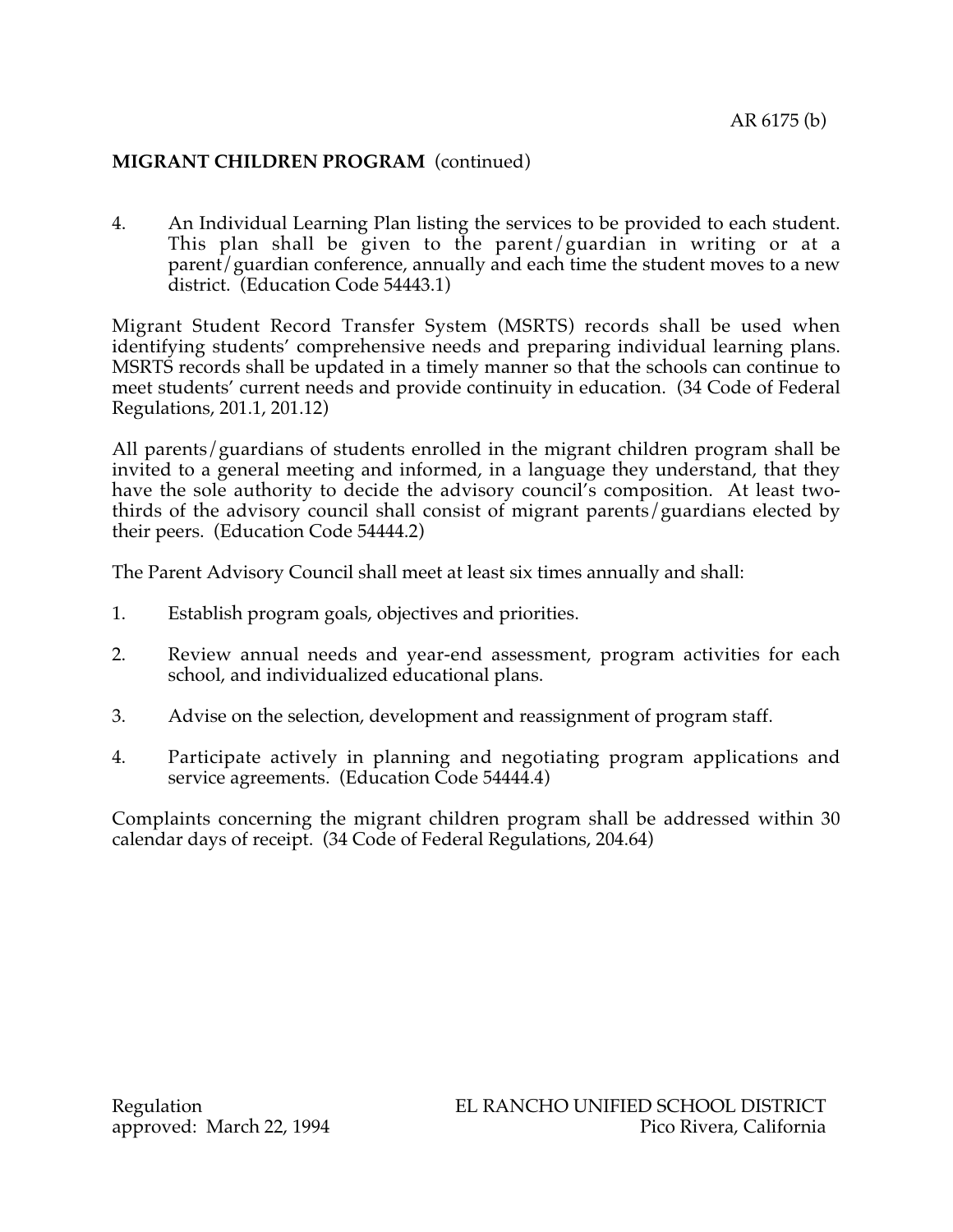**MIGRANT CHILDREN PROGRAM** (continued)

4. An Individual Learning Plan listing the services to be provided to each student. This plan shall be given to the parent/guardian in writing or at a parent/guardian conference, annually and each time the student moves to a new district. (Education Code 54443.1)

Migrant Student Record Transfer System (MSRTS) records shall be used when identifying students' comprehensive needs and preparing individual learning plans. MSRTS records shall be updated in a timely manner so that the schools can continue to meet students' current needs and provide continuity in education. (34 Code of Federal Regulations, 201.1, 201.12)

All parents/guardians of students enrolled in the migrant children program shall be invited to a general meeting and informed, in a language they understand, that they have the sole authority to decide the advisory council's composition. At least two-thirds of the advisory council shall consist of migrant parents/guardians elected by their peers. (Education Code 54444.2)

The Parent Advisory Council shall meet at least six times annually and shall:

1. Establish program goals, objectives and priorities.
2. Review annual needs and year-end assessment, program activities for each school, and individualized educational plans.
3. Advise on the selection, development and reassignment of program staff.
4. Participate actively in planning and negotiating program applications and service agreements. (Education Code 54444.4)

Complaints concerning the migrant children program shall be addressed within 30 calendar days of receipt. (34 Code of Federal Regulations, 204.64)

Regulation
approved: March 22, 1994

EL RANCHO UNIFIED SCHOOL DISTRICT
Pico Rivera, California